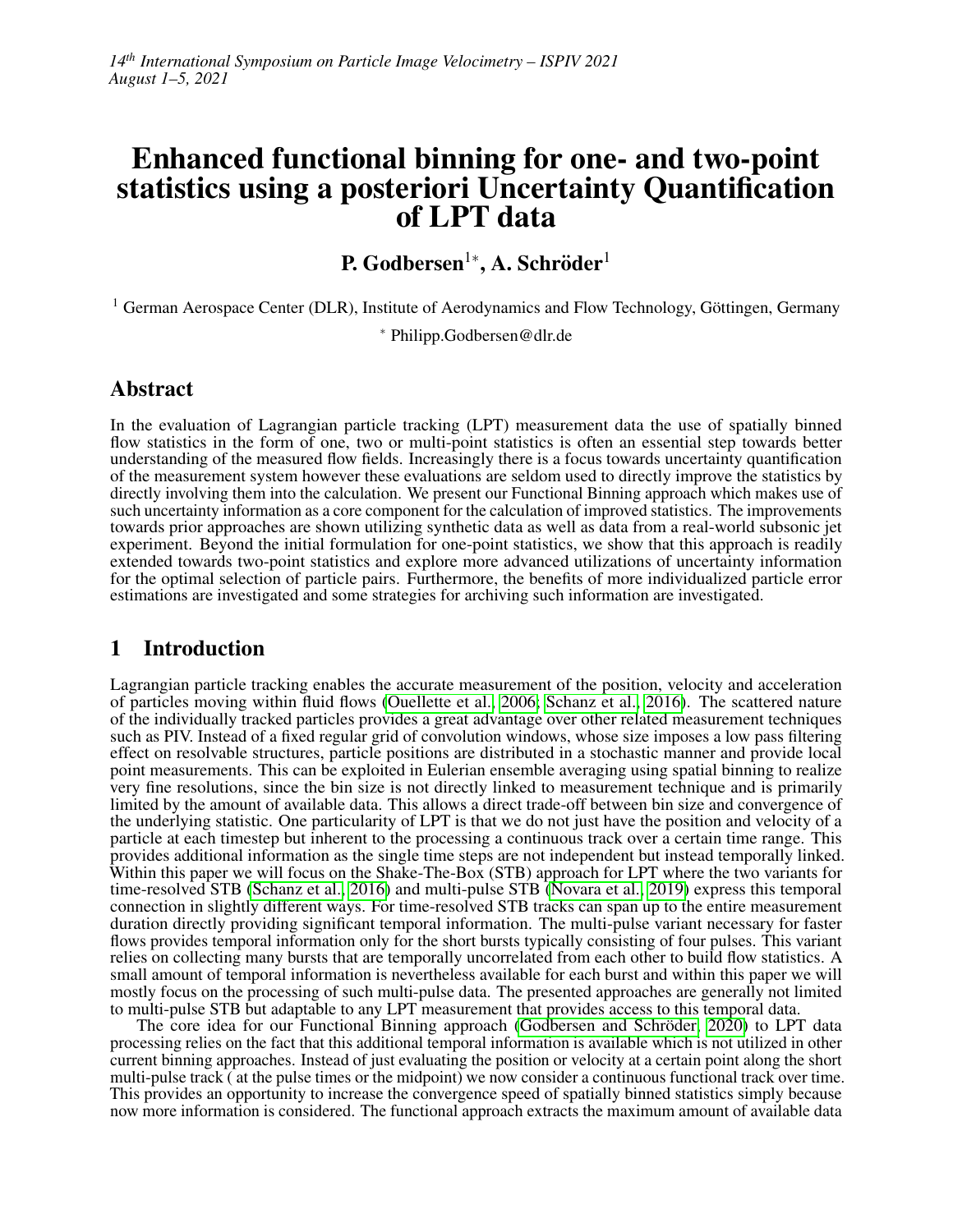# Enhanced functional binning for one- and two-point statistics using a posteriori Uncertainty Quantification of LPT data

**P. Godbersen[1*], A. Schröder[1]**

[1] German Aerospace Center (DLR), Institute of Aerodynamics and Flow Technology, Göttingen, Germany

[*] Philipp.Godbersen@dlr.de

## Abstract

In the evaluation of Lagrangian particle tracking (LPT) measurement data the use of spatially binned flow statistics in the form of one, two or multi-point statistics is often an essential step towards better understanding of the measured flow fields. Increasingly there is a focus towards uncertainty quantification of the measurement system however these evaluations are seldom used to directly improve the statistics by directly involving them into the calculation. We present our Functional Binning approach which makes use of such uncertainty information as a core component for the calculation of improved statistics. The improvements towards prior approaches are shown utilizing synthetic data as well as data from a real-world subsonic jet experiment. Beyond the initial formulation for one-point statistics, we show that this approach is readily extended towards two-point statistics and explore more advanced utilizations of uncertainty information for the optimal selection of particle pairs. Furthermore, the benefits of more individualized particle error estimations are investigated and some strategies for archiving such information are investigated.

## 1 Introduction

Lagrangian particle tracking enables the accurate measurement of the position, velocity and acceleration of particles moving within fluid flows (Ouellette et al., 2006; Schanz et al., 2016). The scattered nature of the individually tracked particles provides a great advantage over other related measurement techniques such as PIV. Instead of a fixed regular grid of convolution windows, whose size imposes a low pass filtering effect on resolvable structures, particle positions are distributed in a stochastic manner and provide local point measurements. This can be exploited in Eulerian ensemble averaging using spatial binning to realize very fine resolutions, since the bin size is not directly linked to measurement technique and is primarily limited by the amount of available data. This allows a direct trade-off between bin size and convergence of the underlying statistic. One particularity of LPT is that we do not just have the position and velocity of a particle at each timestep but inherent to the processing a continuous track over a certain time range. This provides additional information as the single time steps are not independent but instead temporally linked. Within this paper we will focus on the Shake-The-Box (STB) approach for LPT where the two variants for time-resolved STB (Schanz et al., 2016) and multi-pulse STB (Novara et al., 2019) express this temporal connection in slightly different ways. For time-resolved STB tracks can span up to the entire measurement duration directly providing significant temporal information. The multi-pulse variant necessary for faster flows provides temporal information only for the short bursts typically consisting of four pulses. This variant relies on collecting many bursts that are temporally uncorrelated from each other to build flow statistics. A small amount of temporal information is nevertheless available for each burst and within this paper we will mostly focus on the processing of such multi-pulse data. The presented approaches are generally not limited to multi-pulse STB but adaptable to any LPT measurement that provides access to this temporal data.

The core idea for our Functional Binning approach (Godbersen and Schröder, 2020) to LPT data processing relies on the fact that this additional temporal information is available which is not utilized in other current binning approaches. Instead of just evaluating the position or velocity at a certain point along the short multi-pulse track ( at the pulse times or the midpoint) we now consider a continuous functional track over time. This provides an opportunity to increase the convergence speed of spatially binned statistics simply because now more information is considered. The functional approach extracts the maximum amount of available data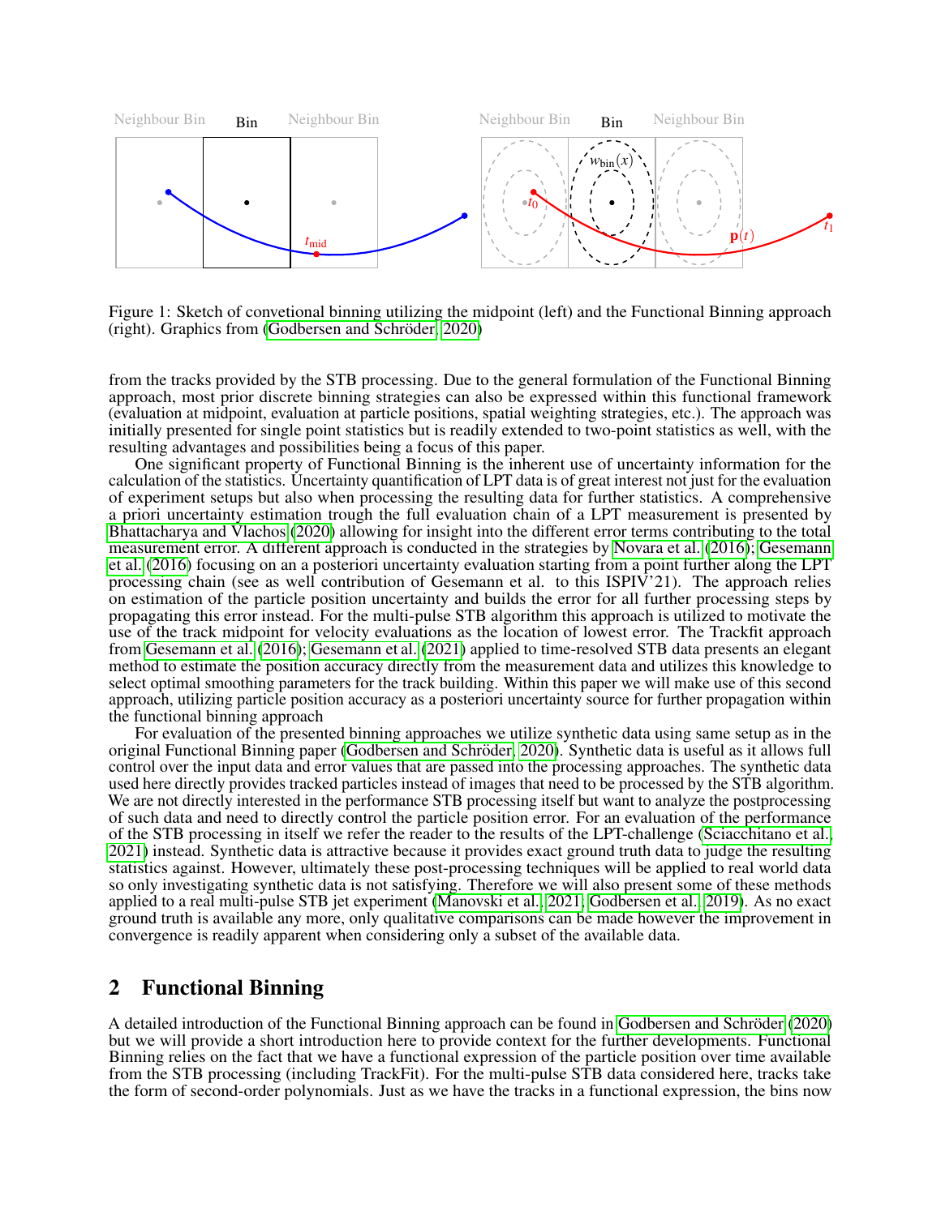Figure 1: Sketch of convetional binning utilizing the midpoint (left) and the Functional Binning approach (right). Graphics from (Godbersen and Schröder, 2020)

from the tracks provided by the STB processing. Due to the general formulation of the Functional Binning approach, most prior discrete binning strategies can also be expressed within this functional framework (evaluation at midpoint, evaluation at particle positions, spatial weighting strategies, etc.). The approach was initially presented for single point statistics but is readily extended to two-point statistics as well, with the resulting advantages and possibilities being a focus of this paper.

One significant property of Functional Binning is the inherent use of uncertainty information for the calculation of the statistics. Uncertainty quantification of LPT data is of great interest not just for the evaluation of experiment setups but also when processing the resulting data for further statistics. A comprehensive a priori uncertainty estimation trough the full evaluation chain of a LPT measurement is presented by Bhattacharya and Vlachos (2020) allowing for insight into the different error terms contributing to the total measurement error. A different approach is conducted in the strategies by Novara et al. (2016); Gesemann et al. (2016) focusing on an a posteriori uncertainty evaluation starting from a point further along the LPT processing chain (see as well contribution of Gesemann et al. to this ISPIV'21). The approach relies on estimation of the particle position uncertainty and builds the error for all further processing steps by propagating this error instead. For the multi-pulse STB algorithm this approach is utilized to motivate the use of the track midpoint for velocity evaluations as the location of lowest error. The Trackfit approach from Gesemann et al. (2016); Gesemann et al. (2021) applied to time-resolved STB data presents an elegant method to estimate the position accuracy directly from the measurement data and utilizes this knowledge to select optimal smoothing parameters for the track building. Within this paper we will make use of this second approach, utilizing particle position accuracy as a posteriori uncertainty source for further propagation within the functional binning approach

For evaluation of the presented binning approaches we utilize synthetic data using same setup as in the original Functional Binning paper (Godbersen and Schröder, 2020). Synthetic data is useful as it allows full control over the input data and error values that are passed into the processing approaches. The synthetic data used here directly provides tracked particles instead of images that need to be processed by the STB algorithm. We are not directly interested in the performance STB processing itself but want to analyze the postprocessing of such data and need to directly control the particle position error. For an evaluation of the performance of the STB processing in itself we refer the reader to the results of the LPT-challenge (Sciacchitano et al., 2021) instead. Synthetic data is attractive because it provides exact ground truth data to judge the resulting statistics against. However, ultimately these post-processing techniques will be applied to real world data so only investigating synthetic data is not satisfying. Therefore we will also present some of these methods applied to a real multi-pulse STB jet experiment (Manovski et al., 2021; Godbersen et al., 2019). As no exact ground truth is available any more, only qualitative comparisons can be made however the improvement in convergence is readily apparent when considering only a subset of the available data.

## 2 Functional Binning

A detailed introduction of the Functional Binning approach can be found in Godbersen and Schröder (2020) but we will provide a short introduction here to provide context for the further developments. Functional Binning relies on the fact that we have a functional expression of the particle position over time available from the STB processing (including TrackFit). For the multi-pulse STB data considered here, tracks take the form of second-order polynomials. Just as we have the tracks in a functional expression, the bins now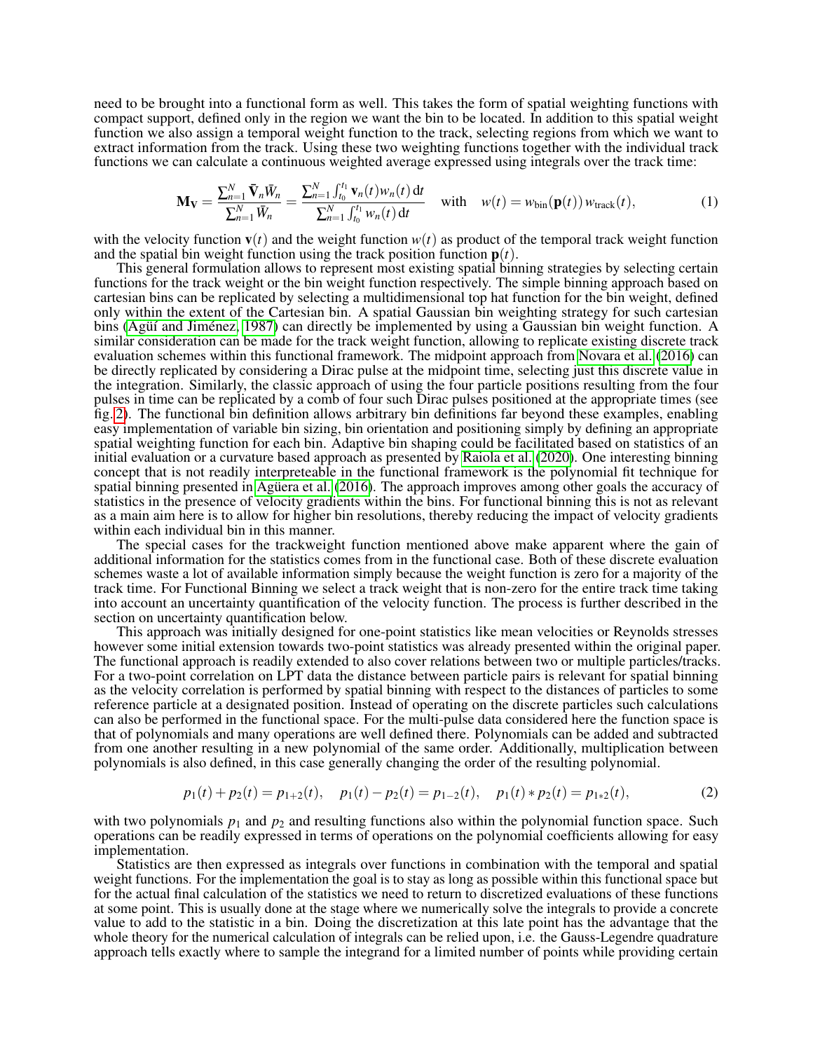need to be brought into a functional form as well. This takes the form of spatial weighting functions with compact support, defined only in the region we want the bin to be located. In addition to this spatial weight function we also assign a temporal weight function to the track, selecting regions from which we want to extract information from the track. Using these two weighting functions together with the individual track functions we can calculate a continuous weighted average expressed using integrals over the track time:

$$\mathbf{M_V} = \frac{\sum_{n=1}^{N} \bar{\mathbf{V}}_n \bar{W}_n}{\sum_{n=1}^{N} \bar{W}_n} = \frac{\sum_{n=1}^{N} \int_{t_0}^{t_1} \mathbf{v}_n(t) w_n(t)\,\mathrm{d}t}{\sum_{n=1}^{N} \int_{t_0}^{t_1} w_n(t)\,\mathrm{d}t} \quad \text{with} \quad w(t) = w_{\text{bin}}(\mathbf{p}(t))\, w_{\text{track}}(t), \tag{1}$$

with the velocity function $\mathbf{v}(t)$ and the weight function $w(t)$ as product of the temporal track weight function and the spatial bin weight function using the track position function $\mathbf{p}(t)$.

This general formulation allows to represent most existing spatial binning strategies by selecting certain functions for the track weight or the bin weight function respectively. The simple binning approach based on cartesian bins can be replicated by selecting a multidimensional top hat function for the bin weight, defined only within the extent of the Cartesian bin. A spatial Gaussian bin weighting strategy for such cartesian bins (Agüí and Jiménez, 1987) can directly be implemented by using a Gaussian bin weight function. A similar consideration can be made for the track weight function, allowing to replicate existing discrete track evaluation schemes within this functional framework. The midpoint approach from Novara et al. (2016) can be directly replicated by considering a Dirac pulse at the midpoint time, selecting just this discrete value in the integration. Similarly, the classic approach of using the four particle positions resulting from the four pulses in time can be replicated by a comb of four such Dirac pulses positioned at the appropriate times (see fig. 2). The functional bin definition allows arbitrary bin definitions far beyond these examples, enabling easy implementation of variable bin sizing, bin orientation and positioning simply by defining an appropriate spatial weighting function for each bin. Adaptive bin shaping could be facilitated based on statistics of an initial evaluation or a curvature based approach as presented by Raiola et al. (2020). One interesting binning concept that is not readily interpreteable in the functional framework is the polynomial fit technique for spatial binning presented in Agüera et al. (2016). The approach improves among other goals the accuracy of statistics in the presence of velocity gradients within the bins. For functional binning this is not as relevant as a main aim here is to allow for higher bin resolutions, thereby reducing the impact of velocity gradients within each individual bin in this manner.

The special cases for the trackweight function mentioned above make apparent where the gain of additional information for the statistics comes from in the functional case. Both of these discrete evaluation schemes waste a lot of available information simply because the weight function is zero for a majority of the track time. For Functional Binning we select a track weight that is non-zero for the entire track time taking into account an uncertainty quantification of the velocity function. The process is further described in the section on uncertainty quantification below.

This approach was initially designed for one-point statistics like mean velocities or Reynolds stresses however some initial extension towards two-point statistics was already presented within the original paper. The functional approach is readily extended to also cover relations between two or multiple particles/tracks. For a two-point correlation on LPT data the distance between particle pairs is relevant for spatial binning as the velocity correlation is performed by spatial binning with respect to the distances of particles to some reference particle at a designated position. Instead of operating on the discrete particles such calculations can also be performed in the functional space. For the multi-pulse data considered here the function space is that of polynomials and many operations are well defined there. Polynomials can be added and subtracted from one another resulting in a new polynomial of the same order. Additionally, multiplication between polynomials is also defined, in this case generally changing the order of the resulting polynomial.

$$p_1(t) + p_2(t) = p_{1+2}(t), \quad p_1(t) - p_2(t) = p_{1-2}(t), \quad p_1(t) * p_2(t) = p_{1*2}(t), \tag{2}$$

with two polynomials $p_1$ and $p_2$ and resulting functions also within the polynomial function space. Such operations can be readily expressed in terms of operations on the polynomial coefficients allowing for easy implementation.

Statistics are then expressed as integrals over functions in combination with the temporal and spatial weight functions. For the implementation the goal is to stay as long as possible within this functional space but for the actual final calculation of the statistics we need to return to discretized evaluations of these functions at some point. This is usually done at the stage where we numerically solve the integrals to provide a concrete value to add to the statistic in a bin. Doing the discretization at this late point has the advantage that the whole theory for the numerical calculation of integrals can be relied upon, i.e. the Gauss-Legendre quadrature approach tells exactly where to sample the integrand for a limited number of points while providing certain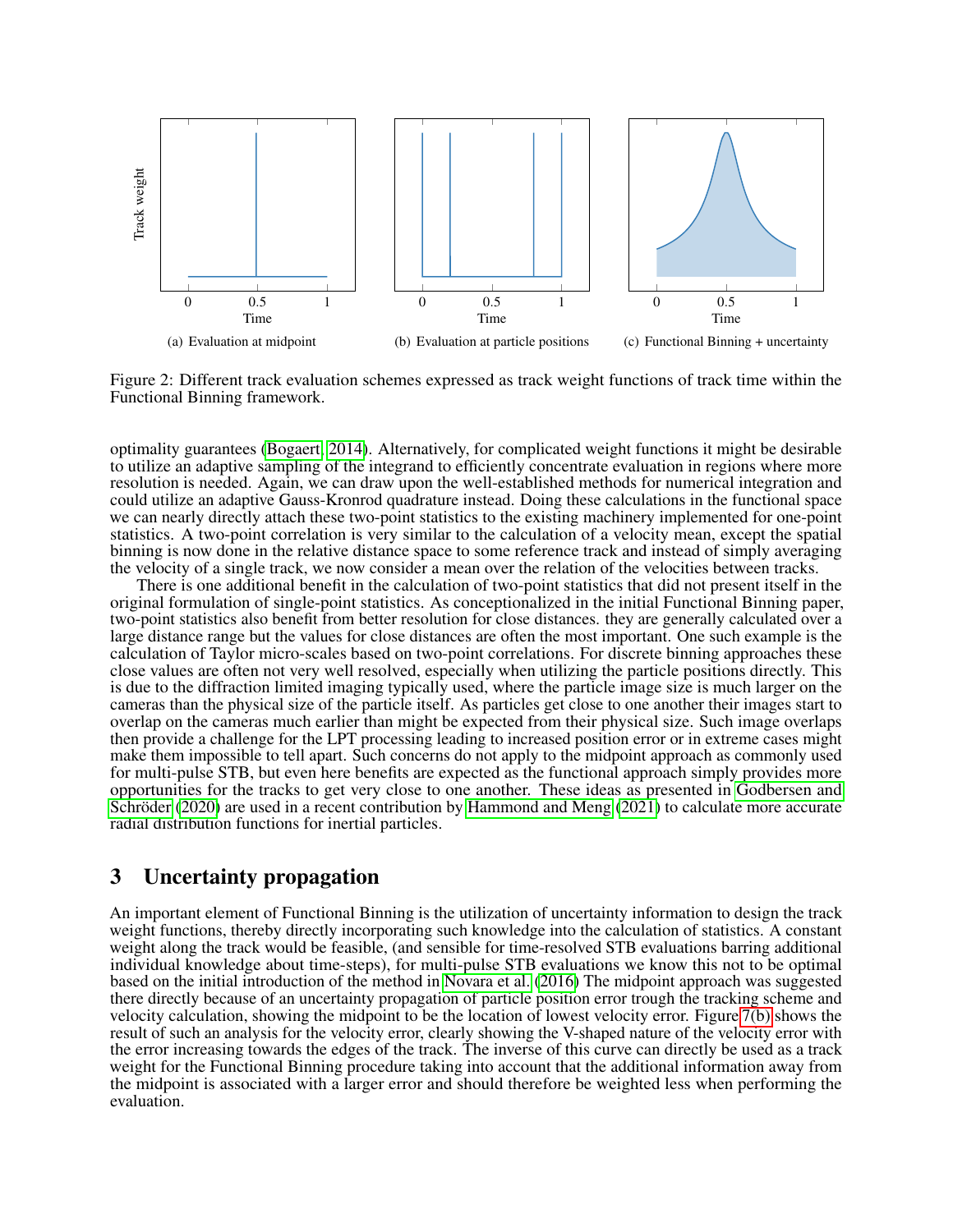(a) Evaluation at midpoint

(b) Evaluation at particle positions

(c) Functional Binning + uncertainty

Figure 2: Different track evaluation schemes expressed as track weight functions of track time within the Functional Binning framework.

optimality guarantees (Bogaert, 2014). Alternatively, for complicated weight functions it might be desirable to utilize an adaptive sampling of the integrand to efficiently concentrate evaluation in regions where more resolution is needed. Again, we can draw upon the well-established methods for numerical integration and could utilize an adaptive Gauss-Kronrod quadrature instead. Doing these calculations in the functional space we can nearly directly attach these two-point statistics to the existing machinery implemented for one-point statistics. A two-point correlation is very similar to the calculation of a velocity mean, except the spatial binning is now done in the relative distance space to some reference track and instead of simply averaging the velocity of a single track, we now consider a mean over the relation of the velocities between tracks.

There is one additional benefit in the calculation of two-point statistics that did not present itself in the original formulation of single-point statistics. As conceptionalized in the initial Functional Binning paper, two-point statistics also benefit from better resolution for close distances. they are generally calculated over a large distance range but the values for close distances are often the most important. One such example is the calculation of Taylor micro-scales based on two-point correlations. For discrete binning approaches these close values are often not very well resolved, especially when utilizing the particle positions directly. This is due to the diffraction limited imaging typically used, where the particle image size is much larger on the cameras than the physical size of the particle itself. As particles get close to one another their images start to overlap on the cameras much earlier than might be expected from their physical size. Such image overlaps then provide a challenge for the LPT processing leading to increased position error or in extreme cases might make them impossible to tell apart. Such concerns do not apply to the midpoint approach as commonly used for multi-pulse STB, but even here benefits are expected as the functional approach simply provides more opportunities for the tracks to get very close to one another. These ideas as presented in Godbersen and Schröder (2020) are used in a recent contribution by Hammond and Meng (2021) to calculate more accurate radial distribution functions for inertial particles.

## 3 Uncertainty propagation

An important element of Functional Binning is the utilization of uncertainty information to design the track weight functions, thereby directly incorporating such knowledge into the calculation of statistics. A constant weight along the track would be feasible, (and sensible for time-resolved STB evaluations barring additional individual knowledge about time-steps), for multi-pulse STB evaluations we know this not to be optimal based on the initial introduction of the method in Novara et al. (2016) The midpoint approach was suggested there directly because of an uncertainty propagation of particle position error trough the tracking scheme and velocity calculation, showing the midpoint to be the location of lowest velocity error. Figure 7(b) shows the result of such an analysis for the velocity error, clearly showing the V-shaped nature of the velocity error with the error increasing towards the edges of the track. The inverse of this curve can directly be used as a track weight for the Functional Binning procedure taking into account that the additional information away from the midpoint is associated with a larger error and should therefore be weighted less when performing the evaluation.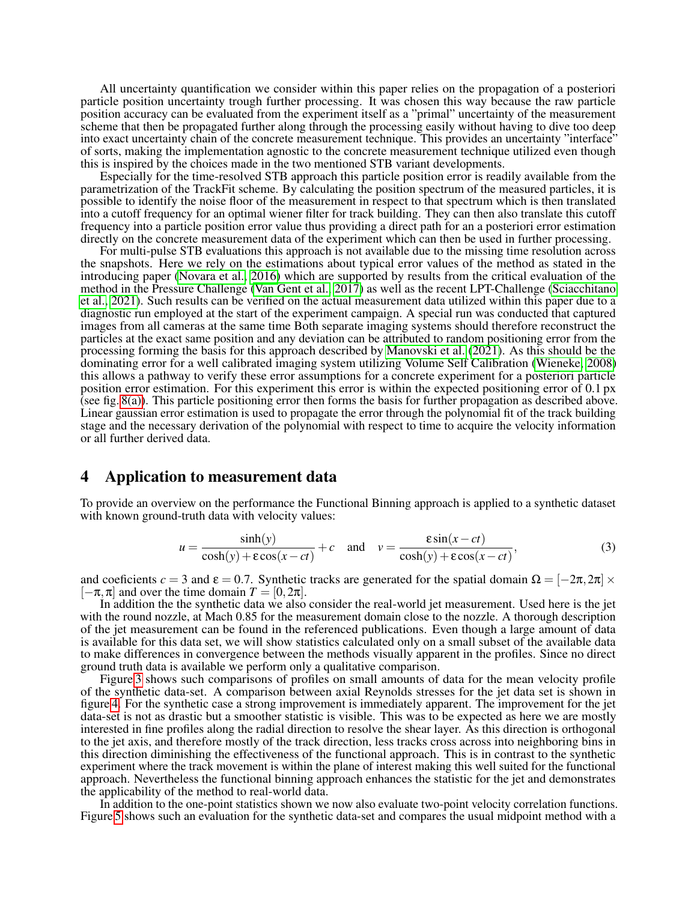All uncertainty quantification we consider within this paper relies on the propagation of a posteriori particle position uncertainty trough further processing. It was chosen this way because the raw particle position accuracy can be evaluated from the experiment itself as a "primal" uncertainty of the measurement scheme that then be propagated further along through the processing easily without having to dive too deep into exact uncertainty chain of the concrete measurement technique. This provides an uncertainty "interface" of sorts, making the implementation agnostic to the concrete measurement technique utilized even though this is inspired by the choices made in the two mentioned STB variant developments.

Especially for the time-resolved STB approach this particle position error is readily available from the parametrization of the TrackFit scheme. By calculating the position spectrum of the measured particles, it is possible to identify the noise floor of the measurement in respect to that spectrum which is then translated into a cutoff frequency for an optimal wiener filter for track building. They can then also translate this cutoff frequency into a particle position error value thus providing a direct path for an a posteriori error estimation directly on the concrete measurement data of the experiment which can then be used in further processing.

For multi-pulse STB evaluations this approach is not available due to the missing time resolution across the snapshots. Here we rely on the estimations about typical error values of the method as stated in the introducing paper (Novara et al., 2016) which are supported by results from the critical evaluation of the method in the Pressure Challenge (Van Gent et al., 2017) as well as the recent LPT-Challenge (Sciacchitano et al., 2021). Such results can be verified on the actual measurement data utilized within this paper due to a diagnostic run employed at the start of the experiment campaign. A special run was conducted that captured images from all cameras at the same time Both separate imaging systems should therefore reconstruct the particles at the exact same position and any deviation can be attributed to random positioning error from the processing forming the basis for this approach described by Manovski et al. (2021). As this should be the dominating error for a well calibrated imaging system utilizing Volume Self Calibration (Wieneke, 2008) this allows a pathway to verify these error assumptions for a concrete experiment for a posteriori particle position error estimation. For this experiment this error is within the expected positioning error of 0.1 px (see fig. 8(a)). This particle positioning error then forms the basis for further propagation as described above. Linear gaussian error estimation is used to propagate the error through the polynomial fit of the track building stage and the necessary derivation of the polynomial with respect to time to acquire the velocity information or all further derived data.

# 4 Application to measurement data

To provide an overview on the performance the Functional Binning approach is applied to a synthetic dataset with known ground-truth data with velocity values:

$$u = \frac{\sinh(y)}{\cosh(y) + \varepsilon\cos(x - ct)} + c \quad \text{and} \quad v = \frac{\varepsilon\sin(x - ct)}{\cosh(y) + \varepsilon\cos(x - ct)}, \tag{3}$$

and coeficients $c = 3$ and $\varepsilon = 0.7$. Synthetic tracks are generated for the spatial domain $\Omega = [-2\pi, 2\pi] \times [-\pi, \pi]$ and over the time domain $T = [0, 2\pi]$.

In addition the the synthetic data we also consider the real-world jet measurement. Used here is the jet with the round nozzle, at Mach 0.85 for the measurement domain close to the nozzle. A thorough description of the jet measurement can be found in the referenced publications. Even though a large amount of data is available for this data set, we will show statistics calculated only on a small subset of the available data to make differences in convergence between the methods visually apparent in the profiles. Since no direct ground truth data is available we perform only a qualitative comparison.

Figure 3 shows such comparisons of profiles on small amounts of data for the mean velocity profile of the synthetic data-set. A comparison between axial Reynolds stresses for the jet data set is shown in figure 4. For the synthetic case a strong improvement is immediately apparent. The improvement for the jet data-set is not as drastic but a smoother statistic is visible. This was to be expected as here we are mostly interested in fine profiles along the radial direction to resolve the shear layer. As this direction is orthogonal to the jet axis, and therefore mostly of the track direction, less tracks cross across into neighboring bins in this direction diminishing the effectiveness of the functional approach. This is in contrast to the synthetic experiment where the track movement is within the plane of interest making this well suited for the functional approach. Nevertheless the functional binning approach enhances the statistic for the jet and demonstrates the applicability of the method to real-world data.

In addition to the one-point statistics shown we now also evaluate two-point velocity correlation functions. Figure 5 shows such an evaluation for the synthetic data-set and compares the usual midpoint method with a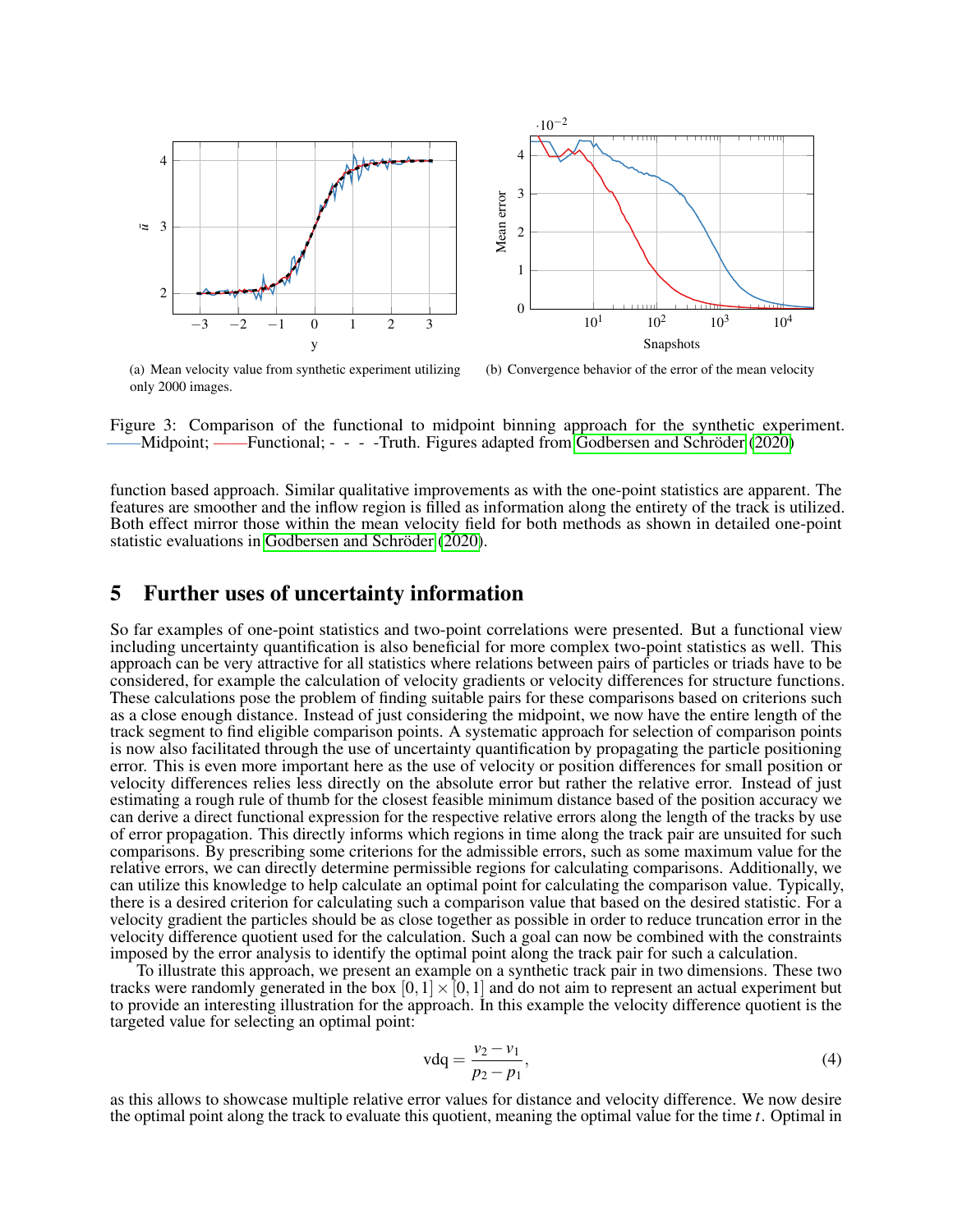(a) Mean velocity value from synthetic experiment utilizing only 2000 images.

(b) Convergence behavior of the error of the mean velocity

Figure 3: Comparison of the functional to midpoint binning approach for the synthetic experiment. ——Midpoint; ——Functional; - - - -Truth. Figures adapted from Godbersen and Schröder (2020)

function based approach. Similar qualitative improvements as with the one-point statistics are apparent. The features are smoother and the inflow region is filled as information along the entirety of the track is utilized. Both effect mirror those within the mean velocity field for both methods as shown in detailed one-point statistic evaluations in Godbersen and Schröder (2020).

## 5 Further uses of uncertainty information

So far examples of one-point statistics and two-point correlations were presented. But a functional view including uncertainty quantification is also beneficial for more complex two-point statistics as well. This approach can be very attractive for all statistics where relations between pairs of particles or triads have to be considered, for example the calculation of velocity gradients or velocity differences for structure functions. These calculations pose the problem of finding suitable pairs for these comparisons based on criterions such as a close enough distance. Instead of just considering the midpoint, we now have the entire length of the track segment to find eligible comparison points. A systematic approach for selection of comparison points is now also facilitated through the use of uncertainty quantification by propagating the particle positioning error. This is even more important here as the use of velocity or position differences for small position or velocity differences relies less directly on the absolute error but rather the relative error. Instead of just estimating a rough rule of thumb for the closest feasible minimum distance based of the position accuracy we can derive a direct functional expression for the respective relative errors along the length of the tracks by use of error propagation. This directly informs which regions in time along the track pair are unsuited for such comparisons. By prescribing some criterions for the admissible errors, such as some maximum value for the relative errors, we can directly determine permissible regions for calculating comparisons. Additionally, we can utilize this knowledge to help calculate an optimal point for calculating the comparison value. Typically, there is a desired criterion for calculating such a comparison value that based on the desired statistic. For a velocity gradient the particles should be as close together as possible in order to reduce truncation error in the velocity difference quotient used for the calculation. Such a goal can now be combined with the constraints imposed by the error analysis to identify the optimal point along the track pair for such a calculation.

To illustrate this approach, we present an example on a synthetic track pair in two dimensions. These two tracks were randomly generated in the box $[0,1] \times [0,1]$ and do not aim to represent an actual experiment but to provide an interesting illustration for the approach. In this example the velocity difference quotient is the targeted value for selecting an optimal point:

$$\text{vdq} = \frac{v_2 - v_1}{p_2 - p_1}, \tag{4}$$

as this allows to showcase multiple relative error values for distance and velocity difference. We now desire the optimal point along the track to evaluate this quotient, meaning the optimal value for the time $t$. Optimal in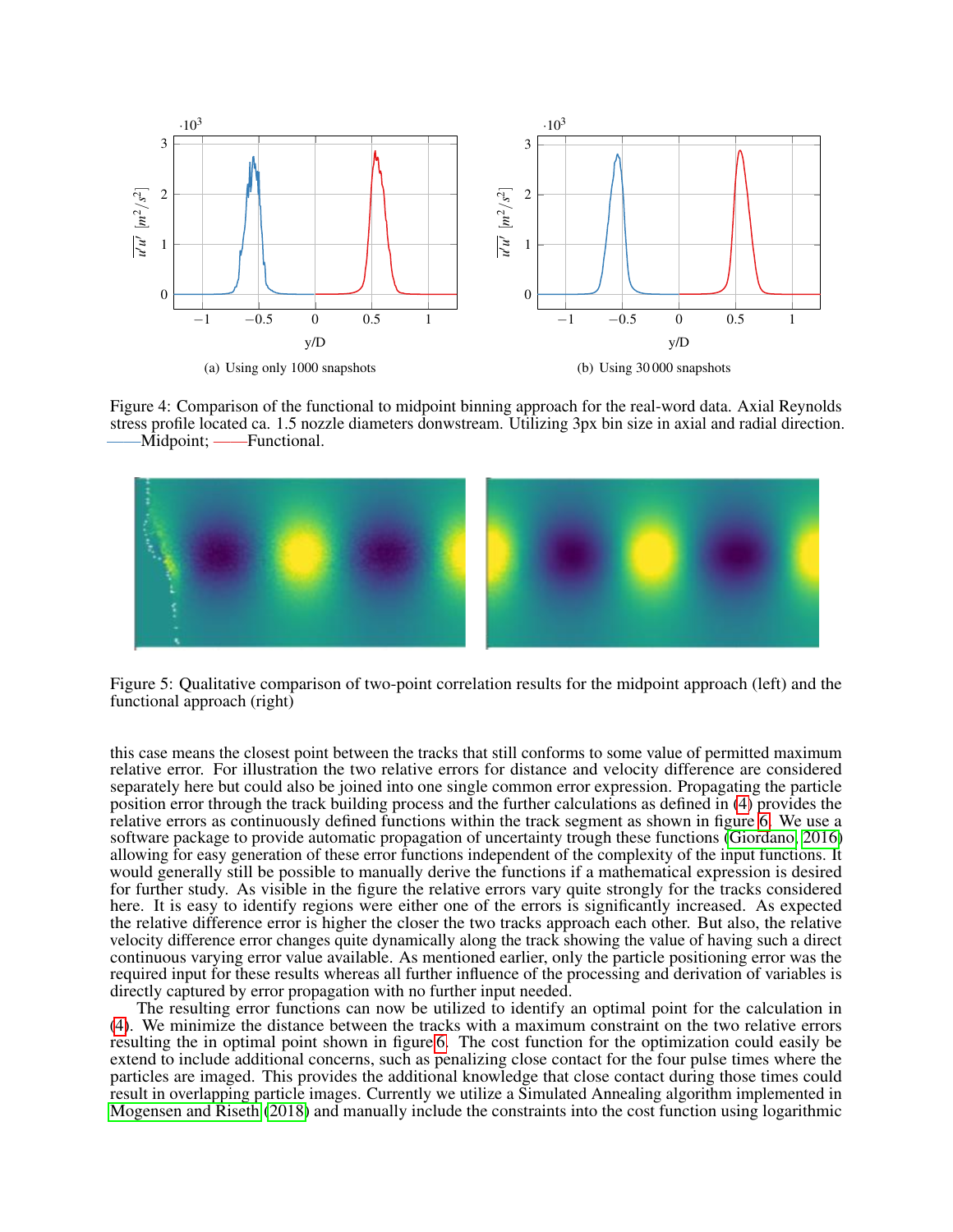Figure 4: Comparison of the functional to midpoint binning approach for the real-word data. Axial Reynolds stress profile located ca. 1.5 nozzle diameters donwstream. Utilizing 3px bin size in axial and radial direction. ——Midpoint; ——Functional.

(a) Using only 1000 snapshots

(b) Using 30 000 snapshots

Figure 5: Qualitative comparison of two-point correlation results for the midpoint approach (left) and the functional approach (right)

this case means the closest point between the tracks that still conforms to some value of permitted maximum relative error. For illustration the two relative errors for distance and velocity difference are considered separately here but could also be joined into one single common error expression. Propagating the particle position error through the track building process and the further calculations as defined in (4) provides the relative errors as continuously defined functions within the track segment as shown in figure 6. We use a software package to provide automatic propagation of uncertainty trough these functions (Giordano, 2016) allowing for easy generation of these error functions independent of the complexity of the input functions. It would generally still be possible to manually derive the functions if a mathematical expression is desired for further study. As visible in the figure the relative errors vary quite strongly for the tracks considered here. It is easy to identify regions were either one of the errors is significantly increased. As expected the relative difference error is higher the closer the two tracks approach each other. But also, the relative velocity difference error changes quite dynamically along the track showing the value of having such a direct continuous varying error value available. As mentioned earlier, only the particle positioning error was the required input for these results whereas all further influence of the processing and derivation of variables is directly captured by error propagation with no further input needed.

The resulting error functions can now be utilized to identify an optimal point for the calculation in (4). We minimize the distance between the tracks with a maximum constraint on the two relative errors resulting the in optimal point shown in figure 6. The cost function for the optimization could easily be extend to include additional concerns, such as penalizing close contact for the four pulse times where the particles are imaged. This provides the additional knowledge that close contact during those times could result in overlapping particle images. Currently we utilize a Simulated Annealing algorithm implemented in Mogensen and Riseth (2018) and manually include the constraints into the cost function using logarithmic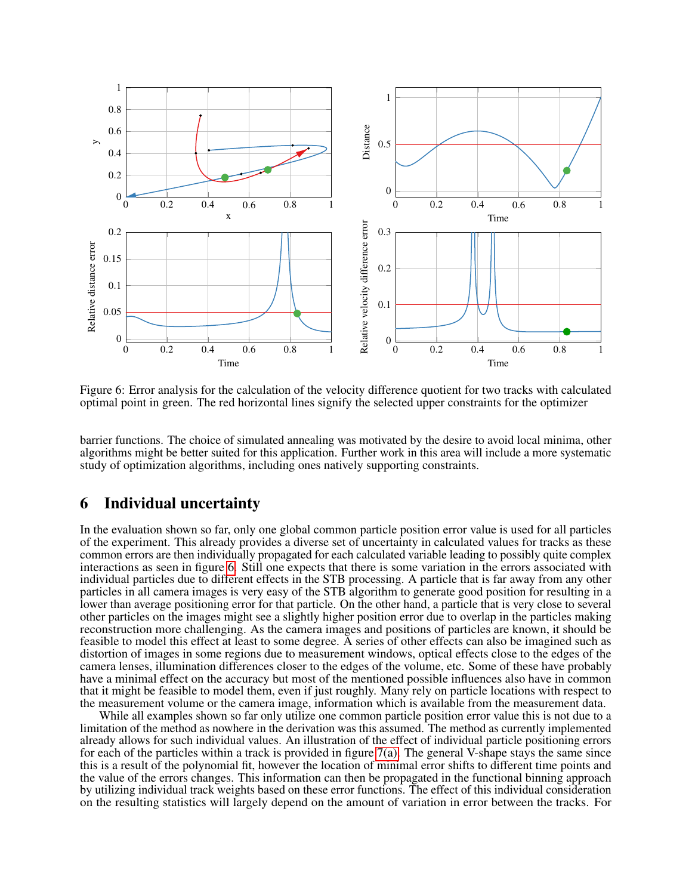Figure 6: Error analysis for the calculation of the velocity difference quotient for two tracks with calculated optimal point in green. The red horizontal lines signify the selected upper constraints for the optimizer

barrier functions. The choice of simulated annealing was motivated by the desire to avoid local minima, other algorithms might be better suited for this application. Further work in this area will include a more systematic study of optimization algorithms, including ones natively supporting constraints.

## 6 Individual uncertainty

In the evaluation shown so far, only one global common particle position error value is used for all particles of the experiment. This already provides a diverse set of uncertainty in calculated values for tracks as these common errors are then individually propagated for each calculated variable leading to possibly quite complex interactions as seen in figure 6. Still one expects that there is some variation in the errors associated with individual particles due to different effects in the STB processing. A particle that is far away from any other particles in all camera images is very easy of the STB algorithm to generate good position for resulting in a lower than average positioning error for that particle. On the other hand, a particle that is very close to several other particles on the images might see a slightly higher position error due to overlap in the particles making reconstruction more challenging. As the camera images and positions of particles are known, it should be feasible to model this effect at least to some degree. A series of other effects can also be imagined such as distortion of images in some regions due to measurement windows, optical effects close to the edges of the camera lenses, illumination differences closer to the edges of the volume, etc. Some of these have probably have a minimal effect on the accuracy but most of the mentioned possible influences also have in common that it might be feasible to model them, even if just roughly. Many rely on particle locations with respect to the measurement volume or the camera image, information which is available from the measurement data.

While all examples shown so far only utilize one common particle position error value this is not due to a limitation of the method as nowhere in the derivation was this assumed. The method as currently implemented already allows for such individual values. An illustration of the effect of individual particle positioning errors for each of the particles within a track is provided in figure 7(a). The general V-shape stays the same since this is a result of the polynomial fit, however the location of minimal error shifts to different time points and the value of the errors changes. This information can then be propagated in the functional binning approach by utilizing individual track weights based on these error functions. The effect of this individual consideration on the resulting statistics will largely depend on the amount of variation in error between the tracks. For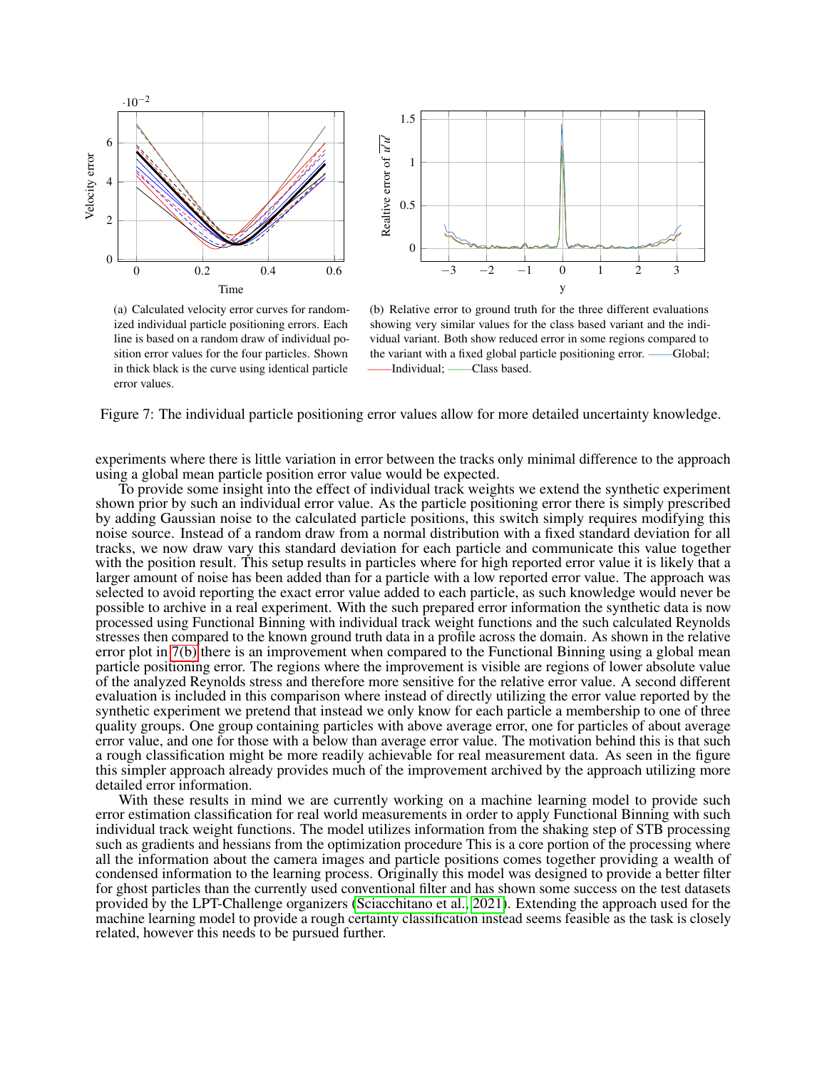(a) Calculated velocity error curves for randomized individual particle positioning errors. Each line is based on a random draw of individual position error values for the four particles. Shown in thick black is the curve using identical particle error values.

(b) Relative error to ground truth for the three different evaluations showing very similar values for the class based variant and the individual variant. Both show reduced error in some regions compared to the variant with a fixed global particle positioning error. ——Global; ——Individual; ——Class based.

Figure 7: The individual particle positioning error values allow for more detailed uncertainty knowledge.

experiments where there is little variation in error between the tracks only minimal difference to the approach using a global mean particle position error value would be expected.

To provide some insight into the effect of individual track weights we extend the synthetic experiment shown prior by such an individual error value. As the particle positioning error there is simply prescribed by adding Gaussian noise to the calculated particle positions, this switch simply requires modifying this noise source. Instead of a random draw from a normal distribution with a fixed standard deviation for all tracks, we now draw vary this standard deviation for each particle and communicate this value together with the position result. This setup results in particles where for high reported error value it is likely that a larger amount of noise has been added than for a particle with a low reported error value. The approach was selected to avoid reporting the exact error value added to each particle, as such knowledge would never be possible to archive in a real experiment. With the such prepared error information the synthetic data is now processed using Functional Binning with individual track weight functions and the such calculated Reynolds stresses then compared to the known ground truth data in a profile across the domain. As shown in the relative error plot in 7(b) there is an improvement when compared to the Functional Binning using a global mean particle positioning error. The regions where the improvement is visible are regions of lower absolute value of the analyzed Reynolds stress and therefore more sensitive for the relative error value. A second different evaluation is included in this comparison where instead of directly utilizing the error value reported by the synthetic experiment we pretend that instead we only know for each particle a membership to one of three quality groups. One group containing particles with above average error, one for particles of about average error value, and one for those with a below than average error value. The motivation behind this is that such a rough classification might be more readily achievable for real measurement data. As seen in the figure this simpler approach already provides much of the improvement archived by the approach utilizing more detailed error information.

With these results in mind we are currently working on a machine learning model to provide such error estimation classification for real world measurements in order to apply Functional Binning with such individual track weight functions. The model utilizes information from the shaking step of STB processing such as gradients and hessians from the optimization procedure This is a core portion of the processing where all the information about the camera images and particle positions comes together providing a wealth of condensed information to the learning process. Originally this model was designed to provide a better filter for ghost particles than the currently used conventional filter and has shown some success on the test datasets provided by the LPT-Challenge organizers (Sciacchitano et al., 2021). Extending the approach used for the machine learning model to provide a rough certainty classification instead seems feasible as the task is closely related, however this needs to be pursued further.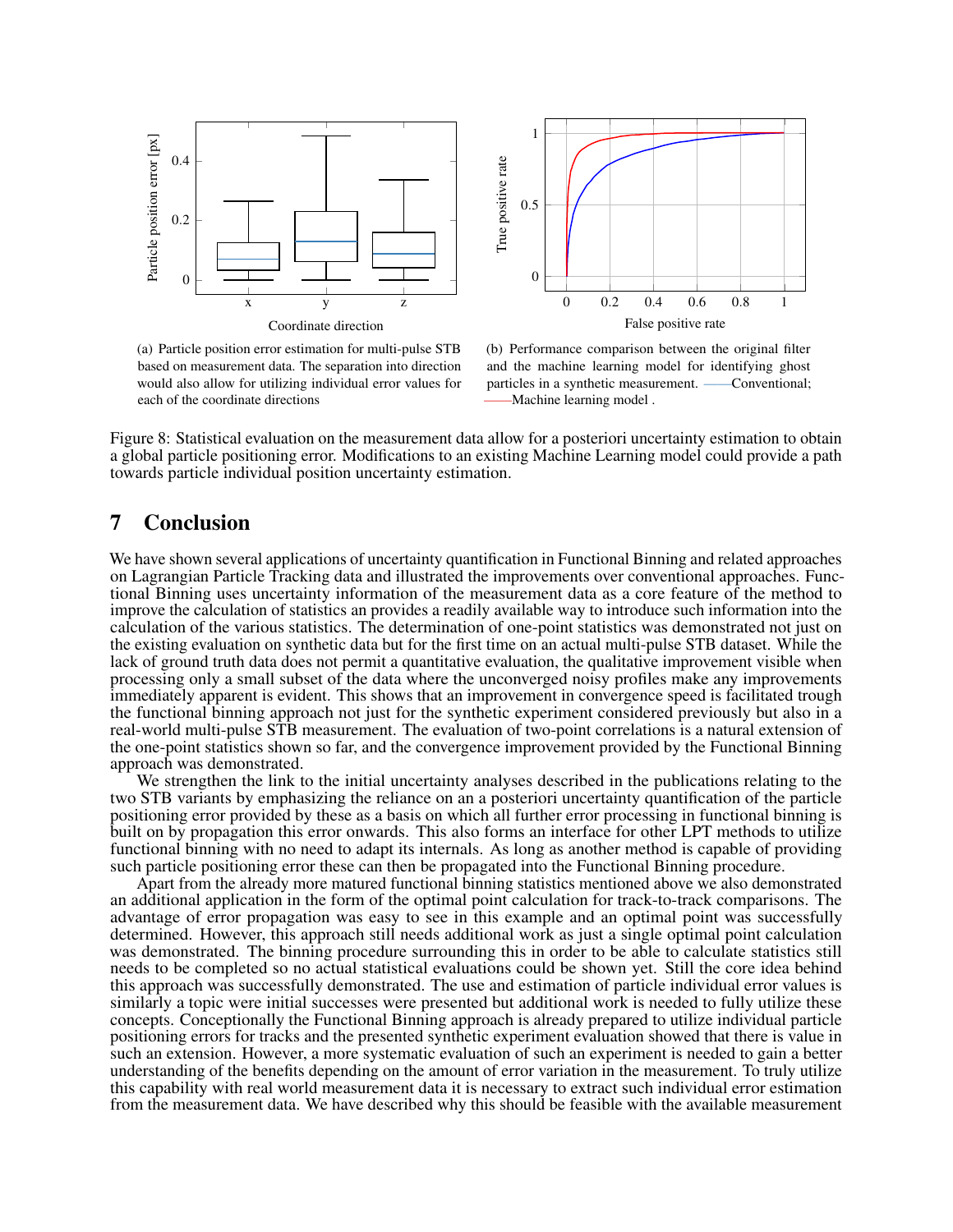(a) Particle position error estimation for multi-pulse STB based on measurement data. The separation into direction would also allow for utilizing individual error values for each of the coordinate directions

(b) Performance comparison between the original filter and the machine learning model for identifying ghost particles in a synthetic measurement. ——Conventional; ——Machine learning model .

Figure 8: Statistical evaluation on the measurement data allow for a posteriori uncertainty estimation to obtain a global particle positioning error. Modifications to an existing Machine Learning model could provide a path towards particle individual position uncertainty estimation.

## 7 Conclusion

We have shown several applications of uncertainty quantification in Functional Binning and related approaches on Lagrangian Particle Tracking data and illustrated the improvements over conventional approaches. Functional Binning uses uncertainty information of the measurement data as a core feature of the method to improve the calculation of statistics an provides a readily available way to introduce such information into the calculation of the various statistics. The determination of one-point statistics was demonstrated not just on the existing evaluation on synthetic data but for the first time on an actual multi-pulse STB dataset. While the lack of ground truth data does not permit a quantitative evaluation, the qualitative improvement visible when processing only a small subset of the data where the unconverged noisy profiles make any improvements immediately apparent is evident. This shows that an improvement in convergence speed is facilitated trough the functional binning approach not just for the synthetic experiment considered previously but also in a real-world multi-pulse STB measurement. The evaluation of two-point correlations is a natural extension of the one-point statistics shown so far, and the convergence improvement provided by the Functional Binning approach was demonstrated.

We strengthen the link to the initial uncertainty analyses described in the publications relating to the two STB variants by emphasizing the reliance on an a posteriori uncertainty quantification of the particle positioning error provided by these as a basis on which all further error processing in functional binning is built on by propagation this error onwards. This also forms an interface for other LPT methods to utilize functional binning with no need to adapt its internals. As long as another method is capable of providing such particle positioning error these can then be propagated into the Functional Binning procedure.

Apart from the already more matured functional binning statistics mentioned above we also demonstrated an additional application in the form of the optimal point calculation for track-to-track comparisons. The advantage of error propagation was easy to see in this example and an optimal point was successfully determined. However, this approach still needs additional work as just a single optimal point calculation was demonstrated. The binning procedure surrounding this in order to be able to calculate statistics still needs to be completed so no actual statistical evaluations could be shown yet. Still the core idea behind this approach was successfully demonstrated. The use and estimation of particle individual error values is similarly a topic were initial successes were presented but additional work is needed to fully utilize these concepts. Conceptionally the Functional Binning approach is already prepared to utilize individual particle positioning errors for tracks and the presented synthetic experiment evaluation showed that there is value in such an extension. However, a more systematic evaluation of such an experiment is needed to gain a better understanding of the benefits depending on the amount of error variation in the measurement. To truly utilize this capability with real world measurement data it is necessary to extract such individual error estimation from the measurement data. We have described why this should be feasible with the available measurement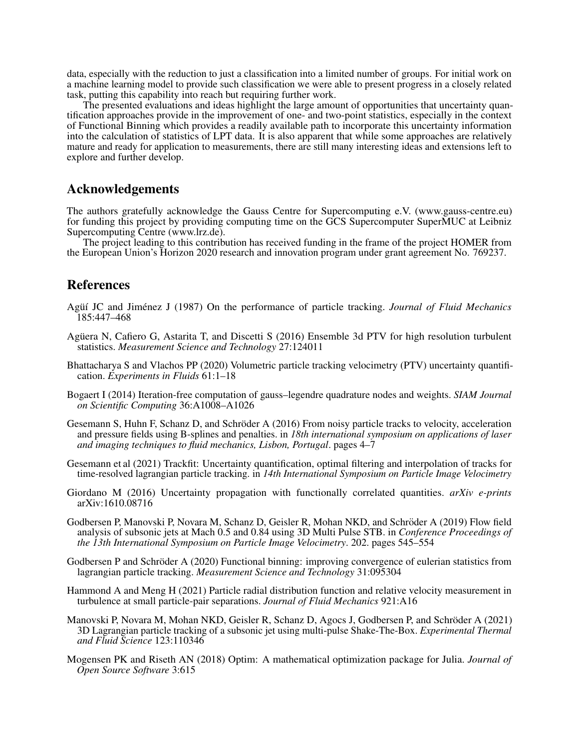data, especially with the reduction to just a classification into a limited number of groups. For initial work on a machine learning model to provide such classification we were able to present progress in a closely related task, putting this capability into reach but requiring further work.

The presented evaluations and ideas highlight the large amount of opportunities that uncertainty quantification approaches provide in the improvement of one- and two-point statistics, especially in the context of Functional Binning which provides a readily available path to incorporate this uncertainty information into the calculation of statistics of LPT data. It is also apparent that while some approaches are relatively mature and ready for application to measurements, there are still many interesting ideas and extensions left to explore and further develop.

## Acknowledgements

The authors gratefully acknowledge the Gauss Centre for Supercomputing e.V. (www.gauss-centre.eu) for funding this project by providing computing time on the GCS Supercomputer SuperMUC at Leibniz Supercomputing Centre (www.lrz.de).

The project leading to this contribution has received funding in the frame of the project HOMER from the European Union's Horizon 2020 research and innovation program under grant agreement No. 769237.

## References

Agüí JC and Jiménez J (1987) On the performance of particle tracking. *Journal of Fluid Mechanics* 185:447–468

Agüera N, Cafiero G, Astarita T, and Discetti S (2016) Ensemble 3d PTV for high resolution turbulent statistics. *Measurement Science and Technology* 27:124011

Bhattacharya S and Vlachos PP (2020) Volumetric particle tracking velocimetry (PTV) uncertainty quantification. *Experiments in Fluids* 61:1–18

Bogaert I (2014) Iteration-free computation of gauss–legendre quadrature nodes and weights. *SIAM Journal on Scientific Computing* 36:A1008–A1026

Gesemann S, Huhn F, Schanz D, and Schröder A (2016) From noisy particle tracks to velocity, acceleration and pressure fields using B-splines and penalties. in *18th international symposium on applications of laser and imaging techniques to fluid mechanics, Lisbon, Portugal*. pages 4–7

Gesemann et al (2021) Trackfit: Uncertainty quantification, optimal filtering and interpolation of tracks for time-resolved lagrangian particle tracking. in *14th International Symposium on Particle Image Velocimetry*

Giordano M (2016) Uncertainty propagation with functionally correlated quantities. *arXiv e-prints* arXiv:1610.08716

Godbersen P, Manovski P, Novara M, Schanz D, Geisler R, Mohan NKD, and Schröder A (2019) Flow field analysis of subsonic jets at Mach 0.5 and 0.84 using 3D Multi Pulse STB. in *Conference Proceedings of the 13th International Symposium on Particle Image Velocimetry*. 202. pages 545–554

Godbersen P and Schröder A (2020) Functional binning: improving convergence of eulerian statistics from lagrangian particle tracking. *Measurement Science and Technology* 31:095304

Hammond A and Meng H (2021) Particle radial distribution function and relative velocity measurement in turbulence at small particle-pair separations. *Journal of Fluid Mechanics* 921:A16

Manovski P, Novara M, Mohan NKD, Geisler R, Schanz D, Agocs J, Godbersen P, and Schröder A (2021) 3D Lagrangian particle tracking of a subsonic jet using multi-pulse Shake-The-Box. *Experimental Thermal and Fluid Science* 123:110346

Mogensen PK and Riseth AN (2018) Optim: A mathematical optimization package for Julia. *Journal of Open Source Software* 3:615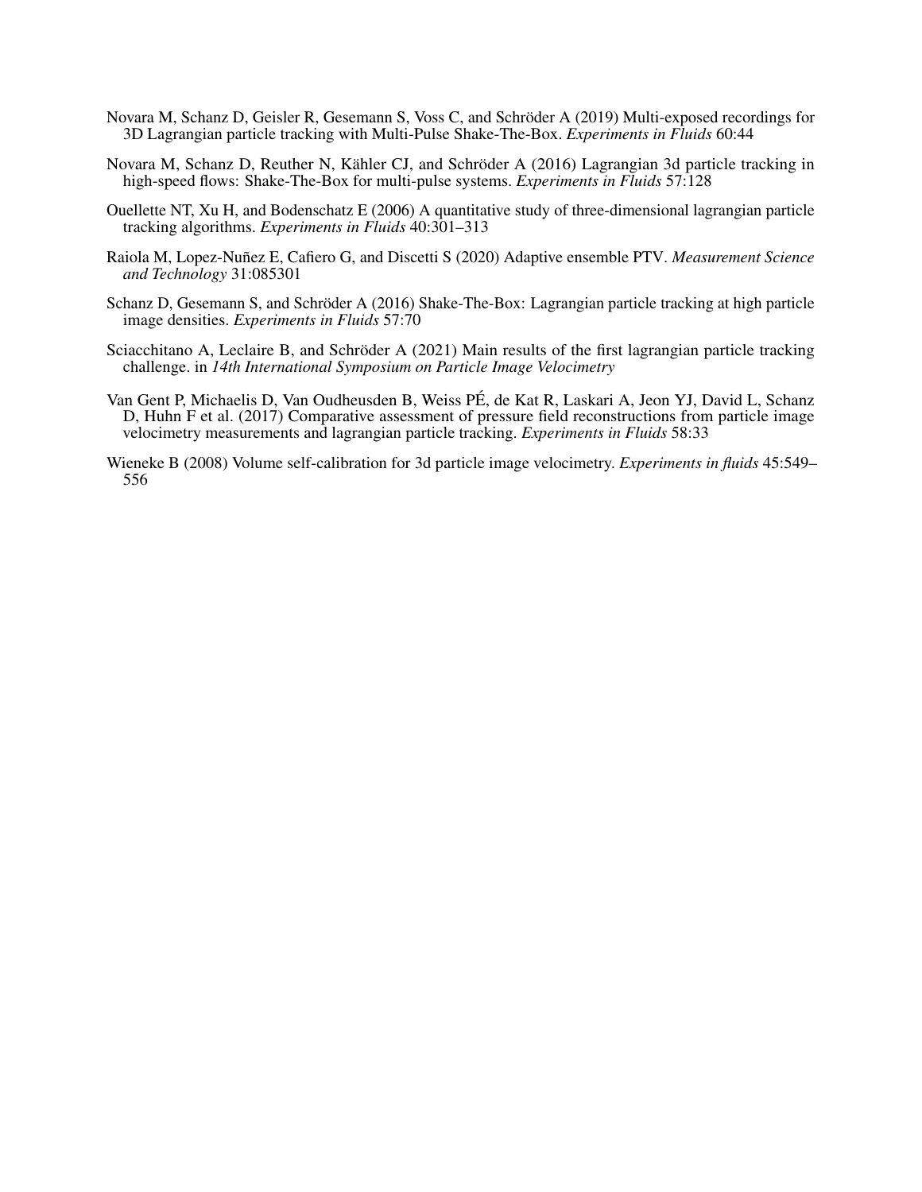Novara M, Schanz D, Geisler R, Gesemann S, Voss C, and Schröder A (2019) Multi-exposed recordings for 3D Lagrangian particle tracking with Multi-Pulse Shake-The-Box. *Experiments in Fluids* 60:44

Novara M, Schanz D, Reuther N, Kähler CJ, and Schröder A (2016) Lagrangian 3d particle tracking in high-speed flows: Shake-The-Box for multi-pulse systems. *Experiments in Fluids* 57:128

Ouellette NT, Xu H, and Bodenschatz E (2006) A quantitative study of three-dimensional lagrangian particle tracking algorithms. *Experiments in Fluids* 40:301–313

Raiola M, Lopez-Nuñez E, Cafiero G, and Discetti S (2020) Adaptive ensemble PTV. *Measurement Science and Technology* 31:085301

Schanz D, Gesemann S, and Schröder A (2016) Shake-The-Box: Lagrangian particle tracking at high particle image densities. *Experiments in Fluids* 57:70

Sciacchitano A, Leclaire B, and Schröder A (2021) Main results of the first lagrangian particle tracking challenge. in *14th International Symposium on Particle Image Velocimetry*

Van Gent P, Michaelis D, Van Oudheusden B, Weiss PÉ, de Kat R, Laskari A, Jeon YJ, David L, Schanz D, Huhn F et al. (2017) Comparative assessment of pressure field reconstructions from particle image velocimetry measurements and lagrangian particle tracking. *Experiments in Fluids* 58:33

Wieneke B (2008) Volume self-calibration for 3d particle image velocimetry. *Experiments in fluids* 45:549–556